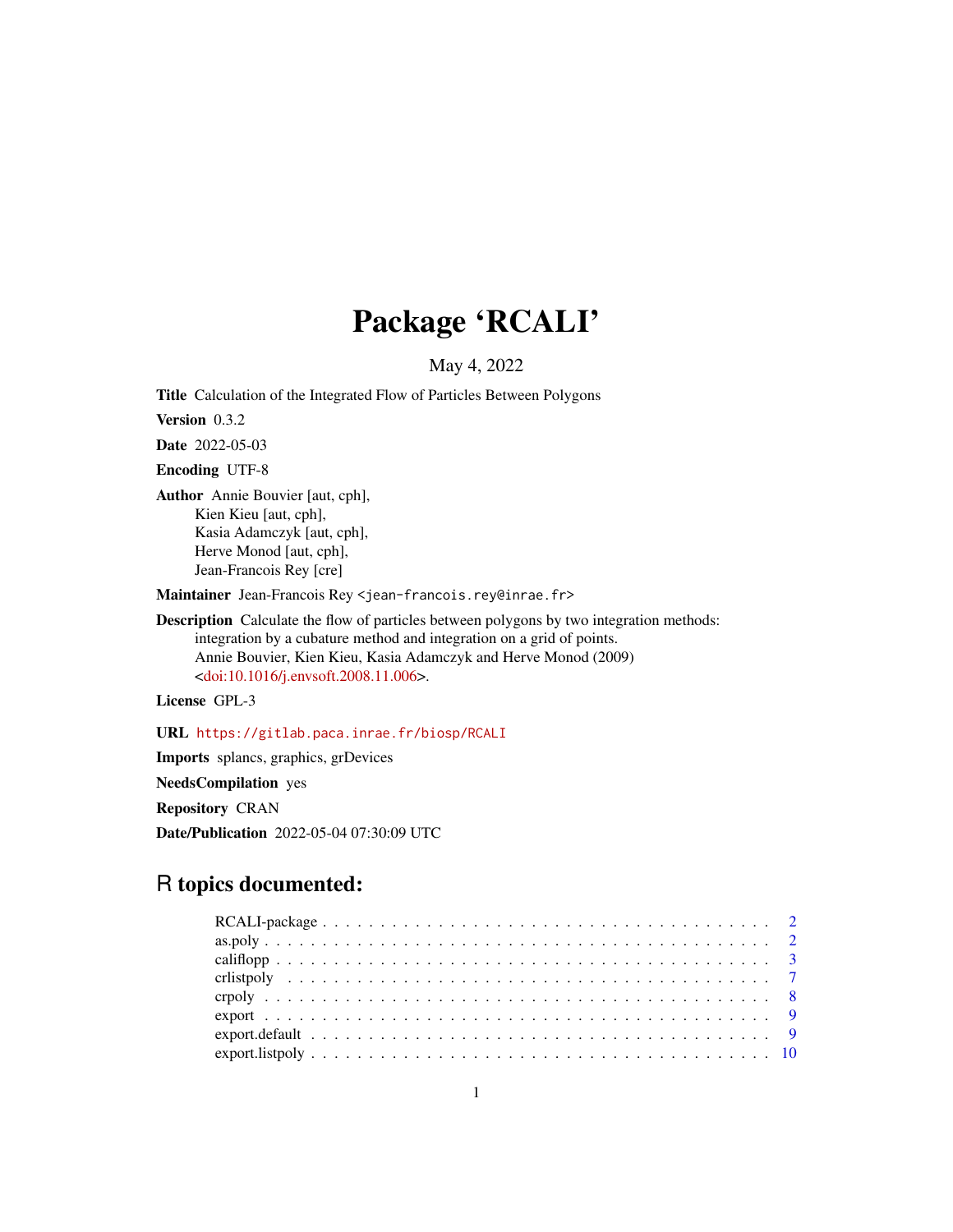# Package 'RCALI'

May 4, 2022

**Title** Calculation of the Integrated Flow of Particles Between Polygons

**Version** 0.3.2

**Date** 2022-05-03

**Encoding** UTF-8

**Author** Annie Bouvier [aut, cph],
Kien Kieu [aut, cph],
Kasia Adamczyk [aut, cph],
Herve Monod [aut, cph],
Jean-Francois Rey [cre]

**Maintainer** Jean-Francois Rey <jean-francois.rey@inrae.fr>

**Description** Calculate the flow of particles between polygons by two integration methods: integration by a cubature method and integration on a grid of points.
Annie Bouvier, Kien Kieu, Kasia Adamczyk and Herve Monod (2009) <doi:10.1016/j.envsoft.2008.11.006>.

**License** GPL-3

**URL** https://gitlab.paca.inrae.fr/biosp/RCALI

**Imports** splancs, graphics, grDevices

**NeedsCompilation** yes

**Repository** CRAN

**Date/Publication** 2022-05-04 07:30:09 UTC

## R topics documented:

- RCALI-package . . . . . . . . . . 2
- as.poly . . . . . . . . . . 2
- califlopp . . . . . . . . . . 3
- crlistpoly . . . . . . . . . . 7
- crpoly . . . . . . . . . . 8
- export . . . . . . . . . . 9
- export.default . . . . . . . . . . 9
- export.listpoly . . . . . . . . . . 10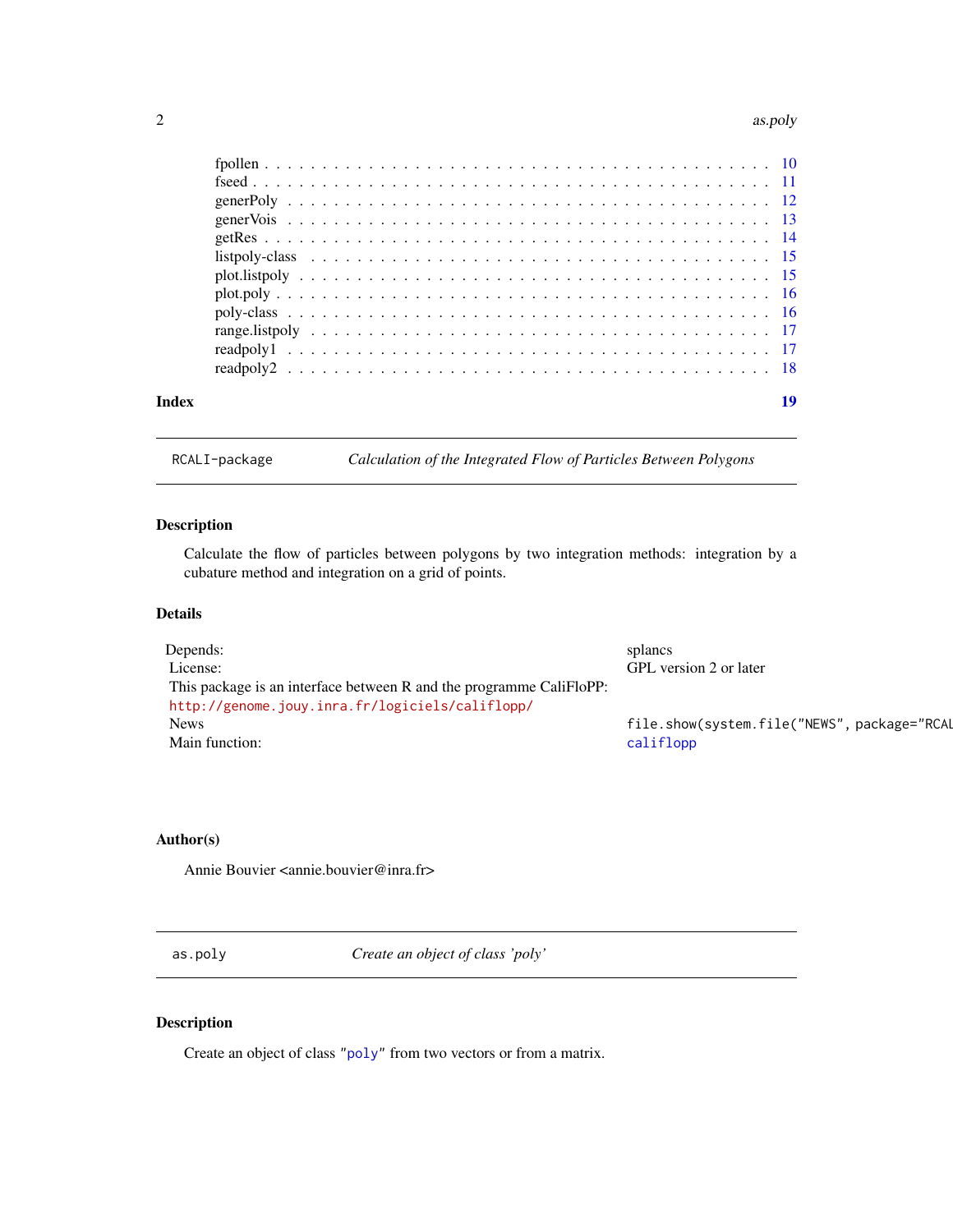fpollen . . . . . . . . . . . . . . . . . . . . . . . . . . . . . . . . . . . . . . . . . . 10
fseed . . . . . . . . . . . . . . . . . . . . . . . . . . . . . . . . . . . . . . . . . . . 11
generPoly . . . . . . . . . . . . . . . . . . . . . . . . . . . . . . . . . . . . . . . . . 12
generVois . . . . . . . . . . . . . . . . . . . . . . . . . . . . . . . . . . . . . . . . . 13
getRes . . . . . . . . . . . . . . . . . . . . . . . . . . . . . . . . . . . . . . . . . . . 14
listpoly-class . . . . . . . . . . . . . . . . . . . . . . . . . . . . . . . . . . . . . . . 15
plot.listpoly . . . . . . . . . . . . . . . . . . . . . . . . . . . . . . . . . . . . . . . 15
plot.poly . . . . . . . . . . . . . . . . . . . . . . . . . . . . . . . . . . . . . . . . . 16
poly-class . . . . . . . . . . . . . . . . . . . . . . . . . . . . . . . . . . . . . . . . . 16
range.listpoly . . . . . . . . . . . . . . . . . . . . . . . . . . . . . . . . . . . . . . 17
readpoly1 . . . . . . . . . . . . . . . . . . . . . . . . . . . . . . . . . . . . . . . . . 17
readpoly2 . . . . . . . . . . . . . . . . . . . . . . . . . . . . . . . . . . . . . . . . . 18

**Index** **19**

---

`RCALI-package` *Calculation of the Integrated Flow of Particles Between Polygons*

---

### Description

Calculate the flow of particles between polygons by two integration methods: integration by a cubature method and integration on a grid of points.

### Details

| | |
|---|---|
| Depends: | splancs |
| License: | GPL version 2 or later |
| This package is an interface between R and the programme CaliFloPP: `http://genome.jouy.inra.fr/logiciels/califlopp/` | |
| News | `file.show(system.file("NEWS", package="RCAL` |
| Main function: | `califlopp` |

### Author(s)

Annie Bouvier <annie.bouvier@inra.fr>

---

`as.poly` *Create an object of class 'poly'*

---

### Description

Create an object of class "`poly`" from two vectors or from a matrix.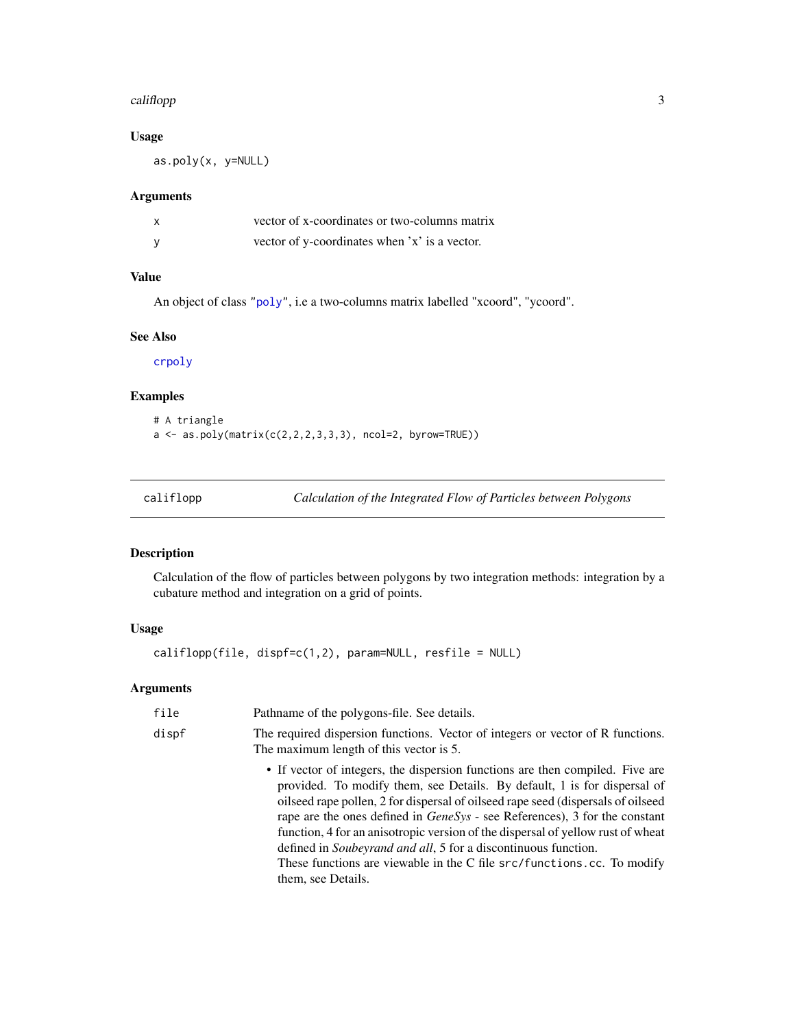### Usage

```
as.poly(x, y=NULL)
```

### Arguments

| | |
|---|---|
| x | vector of x-coordinates or two-columns matrix |
| y | vector of y-coordinates when 'x' is a vector. |

### Value

An object of class "poly", i.e a two-columns matrix labelled "xcoord", "ycoord".

### See Also

crpoly

### Examples

```
# A triangle
a <- as.poly(matrix(c(2,2,2,3,3,3), ncol=2, byrow=TRUE))
```

---

## califlopp — *Calculation of the Integrated Flow of Particles between Polygons*

### Description

Calculation of the flow of particles between polygons by two integration methods: integration by a cubature method and integration on a grid of points.

### Usage

```
califlopp(file, dispf=c(1,2), param=NULL, resfile = NULL)
```

### Arguments

| | |
|---|---|
| file | Pathname of the polygons-file. See details. |
| dispf | The required dispersion functions. Vector of integers or vector of R functions. The maximum length of this vector is 5. |

- If vector of integers, the dispersion functions are then compiled. Five are provided. To modify them, see Details. By default, 1 is for dispersal of oilseed rape pollen, 2 for dispersal of oilseed rape seed (dispersals of oilseed rape are the ones defined in *GeneSys* - see References), 3 for the constant function, 4 for an anisotropic version of the dispersal of yellow rust of wheat defined in *Soubeyrand and all*, 5 for a discontinuous function.
  These functions are viewable in the C file `src/functions.cc`. To modify them, see Details.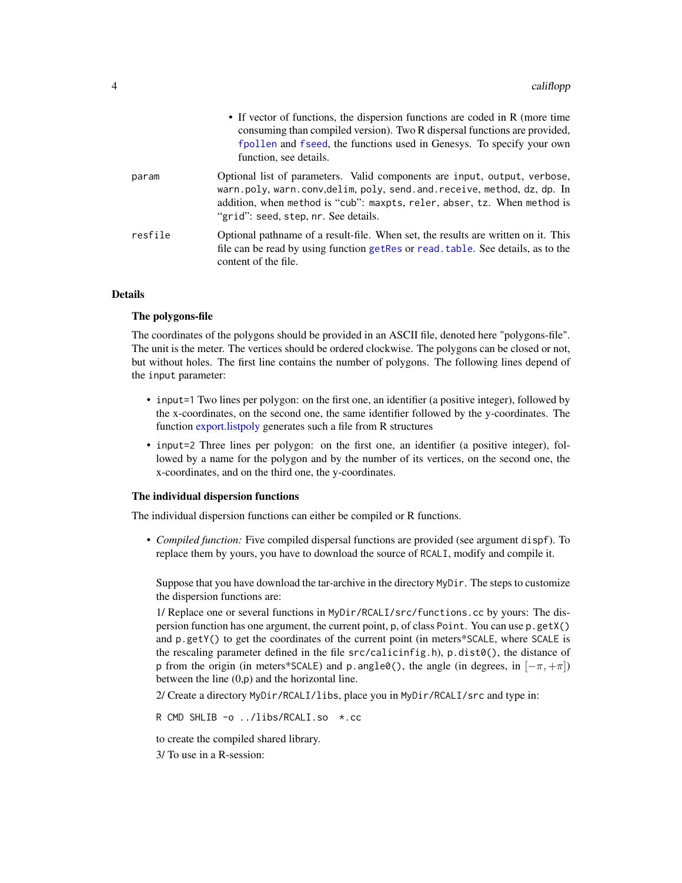- If vector of functions, the dispersion functions are coded in R (more time consuming than compiled version). Two R dispersal functions are provided, fpollen and fseed, the functions used in Genesys. To specify your own function, see details.

param
: Optional list of parameters. Valid components are input, output, verbose, warn.poly, warn.conv, delim, poly, send.and.receive, method, dz, dp. In addition, when method is "cub": maxpts, reler, abser, tz. When method is "grid": seed, step, nr. See details.

resfile
: Optional pathname of a result-file. When set, the results are written on it. This file can be read by using function getRes or read.table. See details, as to the content of the file.

## Details

### The polygons-file

The coordinates of the polygons should be provided in an ASCII file, denoted here "polygons-file". The unit is the meter. The vertices should be ordered clockwise. The polygons can be closed or not, but without holes. The first line contains the number of polygons. The following lines depend of the input parameter:

- input=1 Two lines per polygon: on the first one, an identifier (a positive integer), followed by the x-coordinates, on the second one, the same identifier followed by the y-coordinates. The function export.listpoly generates such a file from R structures
- input=2 Three lines per polygon: on the first one, an identifier (a positive integer), followed by a name for the polygon and by the number of its vertices, on the second one, the x-coordinates, and on the third one, the y-coordinates.

### The individual dispersion functions

The individual dispersion functions can either be compiled or R functions.

- *Compiled function:* Five compiled dispersal functions are provided (see argument dispf). To replace them by yours, you have to download the source of RCALI, modify and compile it.

  Suppose that you have download the tar-archive in the directory MyDir. The steps to customize the dispersion functions are:

  1/ Replace one or several functions in MyDir/RCALI/src/functions.cc by yours: The dispersion function has one argument, the current point, p, of class Point. You can use p.getX() and p.getY() to get the coordinates of the current point (in meters*SCALE, where SCALE is the rescaling parameter defined in the file src/calicinfig.h), p.dist0(), the distance of p from the origin (in meters*SCALE) and p.angle0(), the angle (in degrees, in $[-\pi, +\pi]$) between the line (0,p) and the horizontal line.

  2/ Create a directory MyDir/RCALI/libs, place you in MyDir/RCALI/src and type in:

  ```
  R CMD SHLIB -o ../libs/RCALI.so  *.cc
  ```

  to create the compiled shared library.

  3/ To use in a R-session: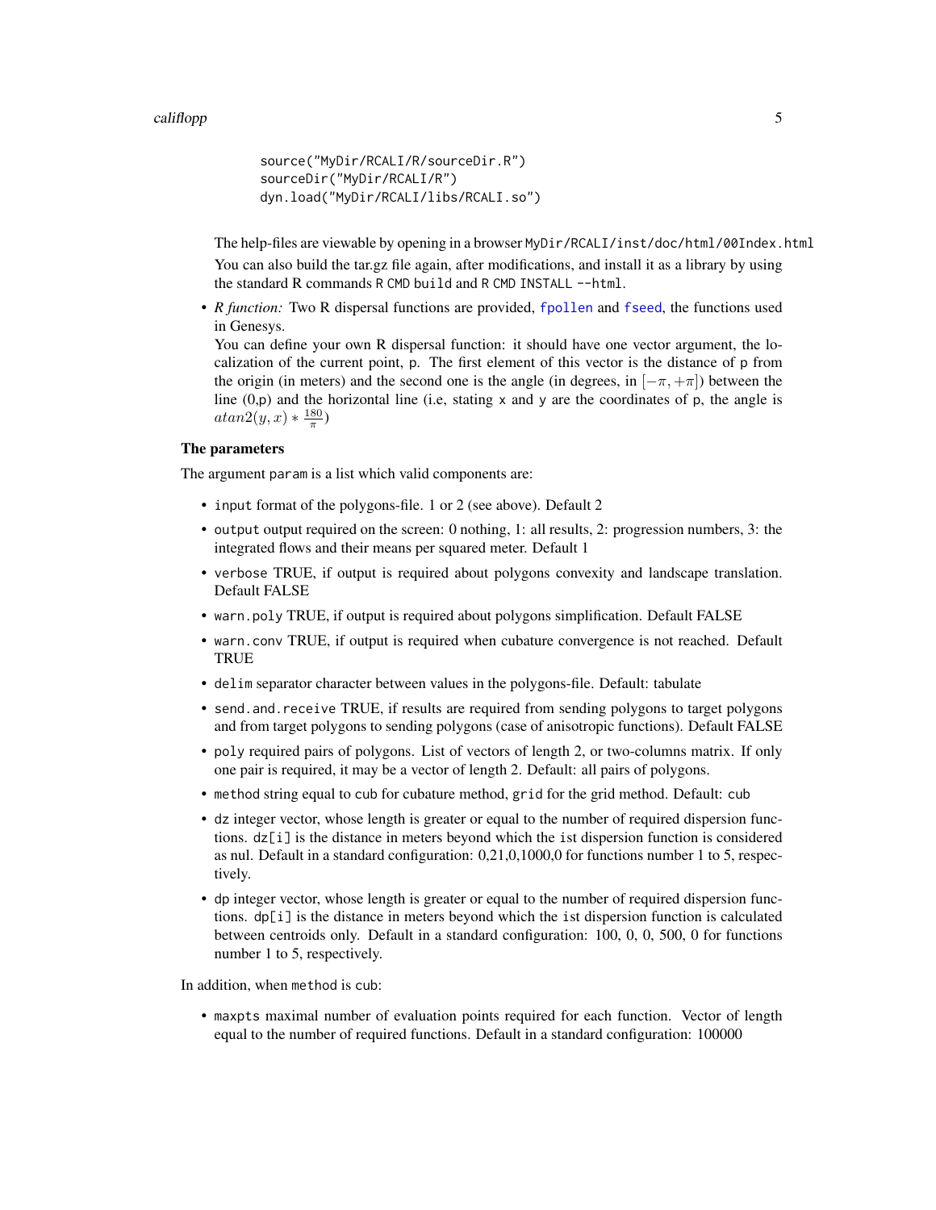```
source("MyDir/RCALI/R/sourceDir.R")
sourceDir("MyDir/RCALI/R")
dyn.load("MyDir/RCALI/libs/RCALI.so")
```

The help-files are viewable by opening in a browser `MyDir/RCALI/inst/doc/html/00Index.html`

You can also build the tar.gz file again, after modifications, and install it as a library by using the standard R commands `R CMD build` and `R CMD INSTALL --html`.

- *R function:* Two R dispersal functions are provided, `fpollen` and `fseed`, the functions used in Genesys.

  You can define your own R dispersal function: it should have one vector argument, the localization of the current point, `p`. The first element of this vector is the distance of `p` from the origin (in meters) and the second one is the angle (in degrees, in $[-\pi, +\pi]$) between the line (0,p) and the horizontal line (i.e, stating `x` and `y` are the coordinates of `p`, the angle is $atan2(y, x) * \frac{180}{\pi}$)

### The parameters

The argument `param` is a list which valid components are:

- `input` format of the polygons-file. 1 or 2 (see above). Default 2
- `output` output required on the screen: 0 nothing, 1: all results, 2: progression numbers, 3: the integrated flows and their means per squared meter. Default 1
- `verbose` TRUE, if output is required about polygons convexity and landscape translation. Default FALSE
- `warn.poly` TRUE, if output is required about polygons simplification. Default FALSE
- `warn.conv` TRUE, if output is required when cubature convergence is not reached. Default TRUE
- `delim` separator character between values in the polygons-file. Default: tabulate
- `send.and.receive` TRUE, if results are required from sending polygons to target polygons and from target polygons to sending polygons (case of anisotropic functions). Default FALSE
- `poly` required pairs of polygons. List of vectors of length 2, or two-columns matrix. If only one pair is required, it may be a vector of length 2. Default: all pairs of polygons.
- `method` string equal to `cub` for cubature method, `grid` for the grid method. Default: `cub`
- `dz` integer vector, whose length is greater or equal to the number of required dispersion functions. `dz[i]` is the distance in meters beyond which the `i`st dispersion function is considered as nul. Default in a standard configuration: 0,21,0,1000,0 for functions number 1 to 5, respectively.
- `dp` integer vector, whose length is greater or equal to the number of required dispersion functions. `dp[i]` is the distance in meters beyond which the `i`st dispersion function is calculated between centroids only. Default in a standard configuration: 100, 0, 0, 500, 0 for functions number 1 to 5, respectively.

In addition, when `method` is `cub`:

- `maxpts` maximal number of evaluation points required for each function. Vector of length equal to the number of required functions. Default in a standard configuration: 100000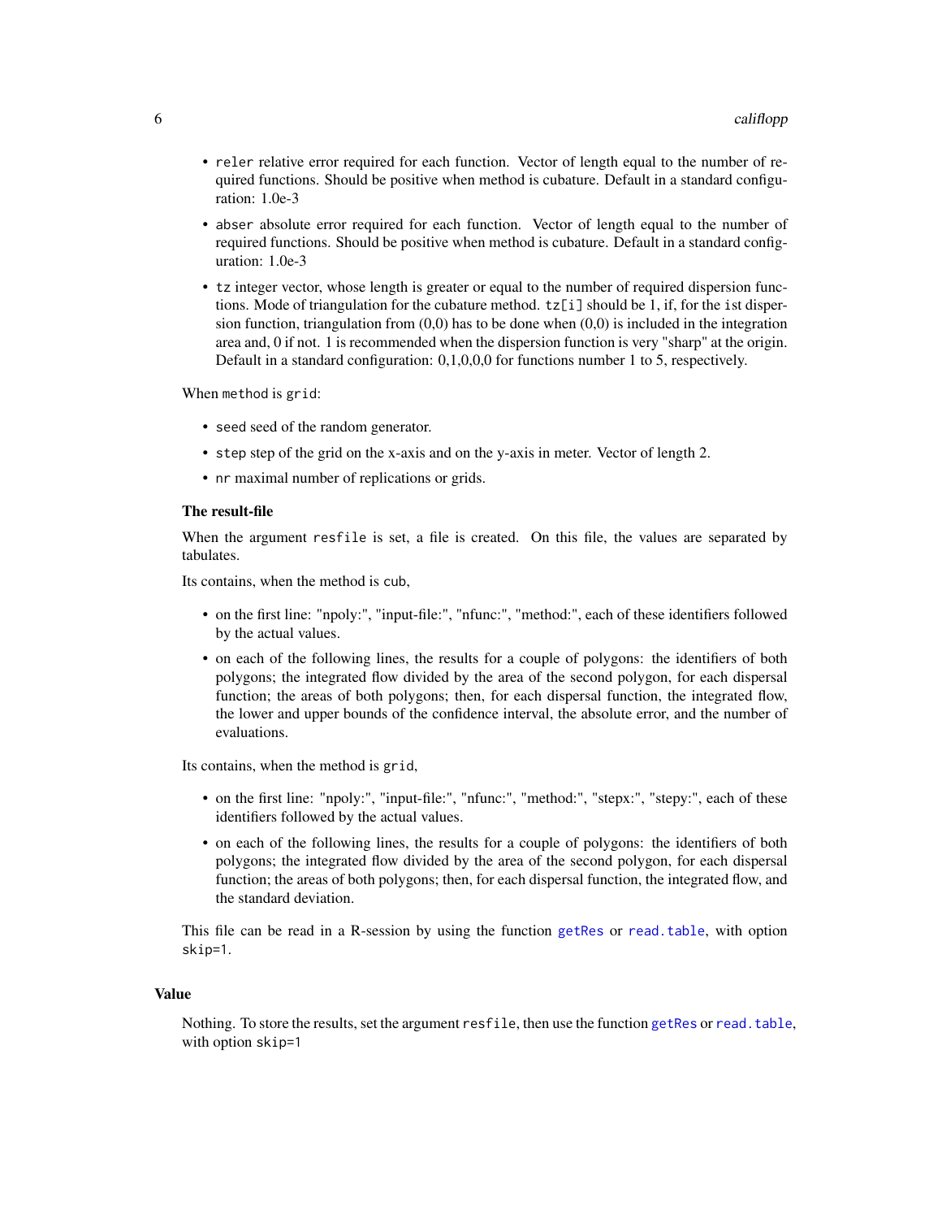- `reler` relative error required for each function. Vector of length equal to the number of required functions. Should be positive when method is cubature. Default in a standard configuration: 1.0e-3
- `abser` absolute error required for each function. Vector of length equal to the number of required functions. Should be positive when method is cubature. Default in a standard configuration: 1.0e-3
- `tz` integer vector, whose length is greater or equal to the number of required dispersion functions. Mode of triangulation for the cubature method. `tz[i]` should be 1, if, for the ist dispersion function, triangulation from (0,0) has to be done when (0,0) is included in the integration area and, 0 if not. 1 is recommended when the dispersion function is very "sharp" at the origin. Default in a standard configuration: 0,1,0,0,0 for functions number 1 to 5, respectively.

When `method` is `grid`:

- `seed` seed of the random generator.
- `step` step of the grid on the x-axis and on the y-axis in meter. Vector of length 2.
- `nr` maximal number of replications or grids.

**The result-file**

When the argument `resfile` is set, a file is created. On this file, the values are separated by tabulates.

Its contains, when the method is `cub`,

- on the first line: "npoly:", "input-file:", "nfunc:", "method:", each of these identifiers followed by the actual values.
- on each of the following lines, the results for a couple of polygons: the identifiers of both polygons; the integrated flow divided by the area of the second polygon, for each dispersal function; the areas of both polygons; then, for each dispersal function, the integrated flow, the lower and upper bounds of the confidence interval, the absolute error, and the number of evaluations.

Its contains, when the method is `grid`,

- on the first line: "npoly:", "input-file:", "nfunc:", "method:", "stepx:", "stepy:", each of these identifiers followed by the actual values.
- on each of the following lines, the results for a couple of polygons: the identifiers of both polygons; the integrated flow divided by the area of the second polygon, for each dispersal function; the areas of both polygons; then, for each dispersal function, the integrated flow, and the standard deviation.

This file can be read in a R-session by using the function `getRes` or `read.table`, with option `skip=1`.

## Value

Nothing. To store the results, set the argument `resfile`, then use the function `getRes` or `read.table`, with option `skip=1`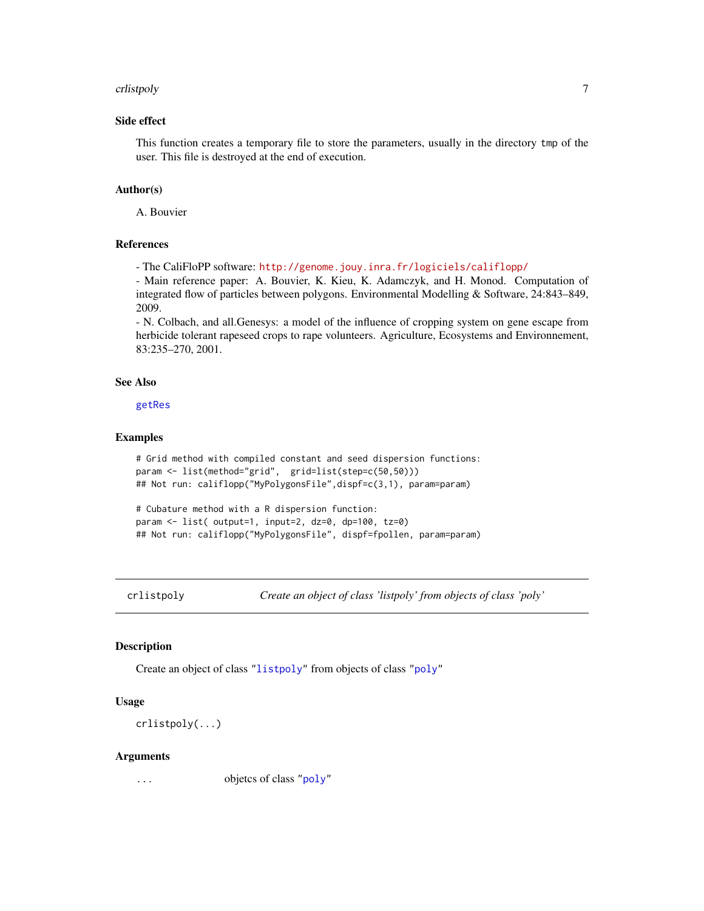### Side effect

This function creates a temporary file to store the parameters, usually in the directory `tmp` of the user. This file is destroyed at the end of execution.

### Author(s)

A. Bouvier

### References

- The CaliFloPP software: http://genome.jouy.inra.fr/logiciels/califlopp/
- Main reference paper: A. Bouvier, K. Kieu, K. Adamczyk, and H. Monod. Computation of integrated flow of particles between polygons. Environmental Modelling & Software, 24:843–849, 2009.
- N. Colbach, and all.Genesys: a model of the influence of cropping system on gene escape from herbicide tolerant rapeseed crops to rape volunteers. Agriculture, Ecosystems and Environnement, 83:235–270, 2001.

### See Also

getRes

### Examples

```
# Grid method with compiled constant and seed dispersion functions:
param <- list(method="grid",  grid=list(step=c(50,50)))
## Not run: califlopp("MyPolygonsFile",dispf=c(3,1), param=param)

# Cubature method with a R dispersion function:
param <- list( output=1, input=2, dz=0, dp=100, tz=0)
## Not run: califlopp("MyPolygonsFile", dispf=fpollen, param=param)
```

---

## crlistpoly *Create an object of class 'listpoly' from objects of class 'poly'*

---

### Description

Create an object of class "listpoly" from objects of class "poly"

### Usage

```
crlistpoly(...)
```

### Arguments

| | |
|---|---|
| ... | objetcs of class "poly" |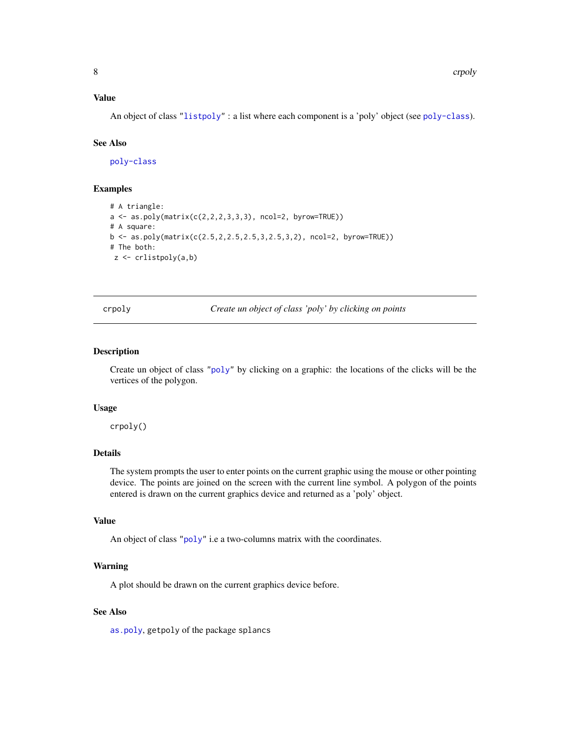### Value

An object of class "listpoly" : a list where each component is a 'poly' object (see poly-class).

### See Also

poly-class

### Examples

```
# A triangle:
a <- as.poly(matrix(c(2,2,2,3,3,3), ncol=2, byrow=TRUE))
# A square:
b <- as.poly(matrix(c(2.5,2,2.5,2.5,3,2.5,3,2), ncol=2, byrow=TRUE))
# The both:
 z <- crlistpoly(a,b)
```

---

## crpoly — *Create un object of class 'poly' by clicking on points*

---

### Description

Create un object of class "poly" by clicking on a graphic: the locations of the clicks will be the vertices of the polygon.

### Usage

```
crpoly()
```

### Details

The system prompts the user to enter points on the current graphic using the mouse or other pointing device. The points are joined on the screen with the current line symbol. A polygon of the points entered is drawn on the current graphics device and returned as a 'poly' object.

### Value

An object of class "poly" i.e a two-columns matrix with the coordinates.

### Warning

A plot should be drawn on the current graphics device before.

### See Also

as.poly, getpoly of the package splancs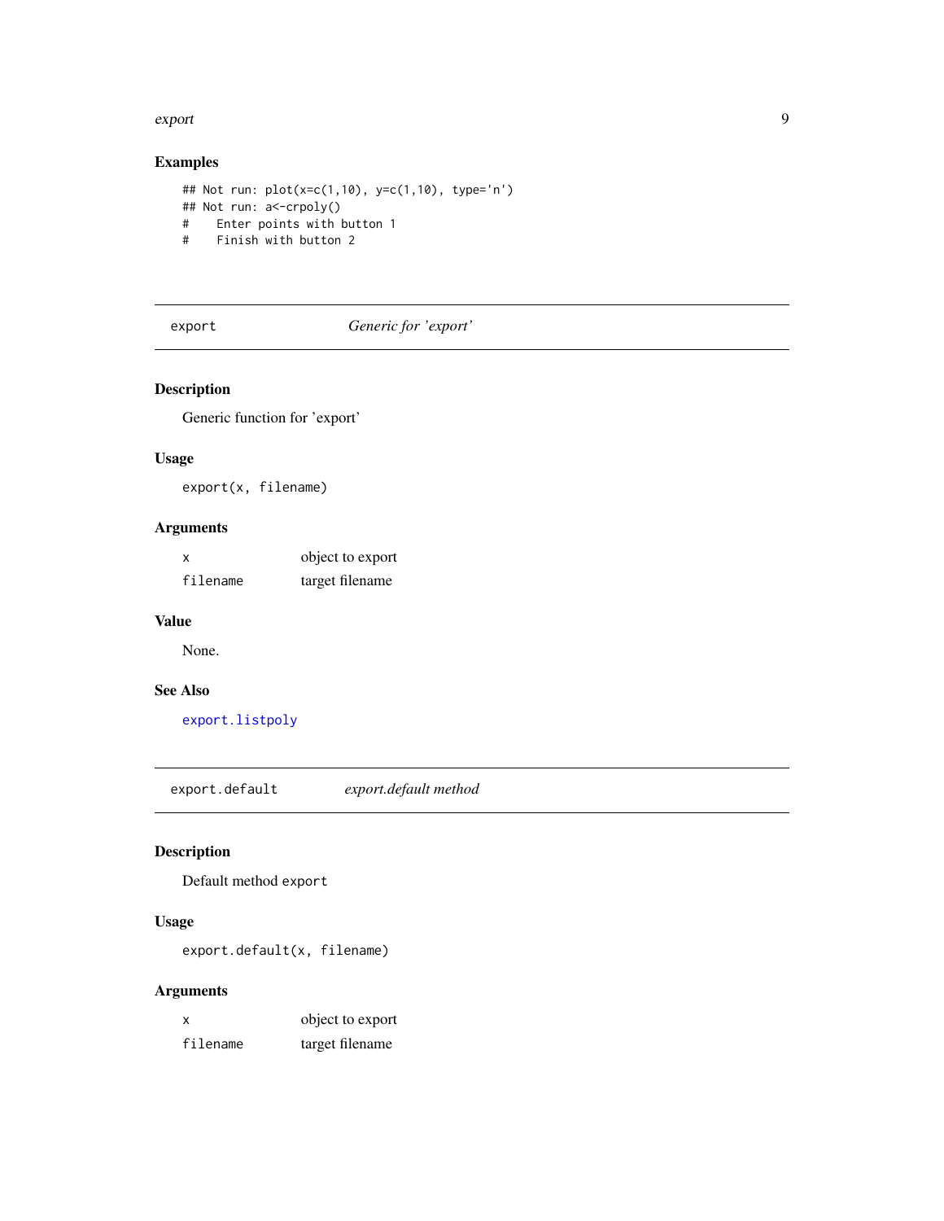### Examples

```
## Not run: plot(x=c(1,10), y=c(1,10), type='n')
## Not run: a<-crpoly()
#    Enter points with button 1
#    Finish with button 2
```

---

## export *Generic for 'export'*

---

### Description

Generic function for 'export'

### Usage

```
export(x, filename)
```

### Arguments

| | |
|---|---|
| `x` | object to export |
| `filename` | target filename |

### Value

None.

### See Also

`export.listpoly`

---

## export.default *export.default method*

---

### Description

Default method `export`

### Usage

```
export.default(x, filename)
```

### Arguments

| | |
|---|---|
| `x` | object to export |
| `filename` | target filename |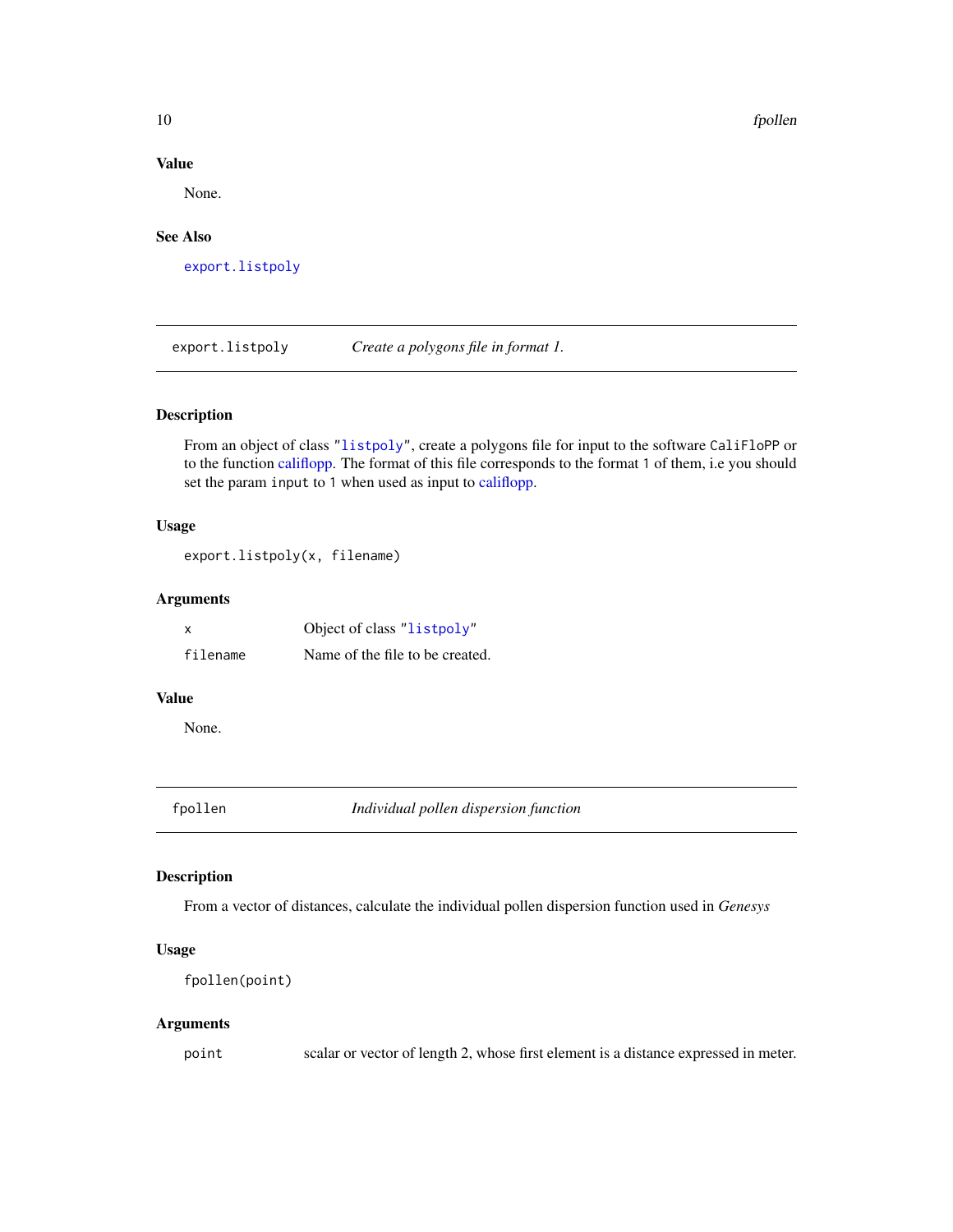### Value

None.

### See Also

`export.listpoly`

---

## export.listpoly — *Create a polygons file in format 1.*

### Description

From an object of class "`listpoly`", create a polygons file for input to the software `CaliFloPP` or to the function califlopp. The format of this file corresponds to the format `1` of them, i.e you should set the param `input` to `1` when used as input to califlopp.

### Usage

```
export.listpoly(x, filename)
```

### Arguments

| | |
|---|---|
| `x` | Object of class "`listpoly`" |
| `filename` | Name of the file to be created. |

### Value

None.

---

## fpollen — *Individual pollen dispersion function*

### Description

From a vector of distances, calculate the individual pollen dispersion function used in *Genesys*

### Usage

```
fpollen(point)
```

### Arguments

| | |
|---|---|
| `point` | scalar or vector of length 2, whose first element is a distance expressed in meter. |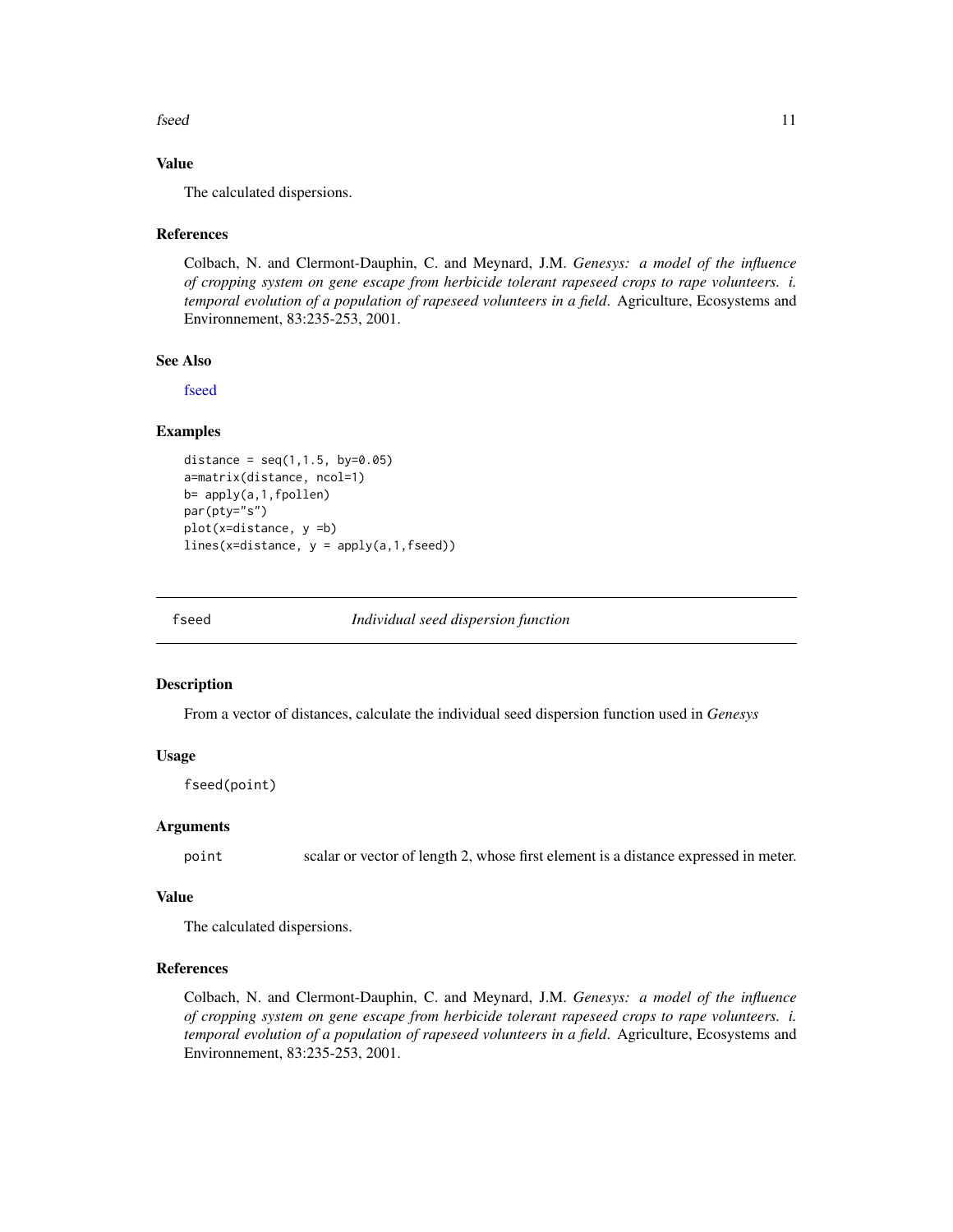### Value

The calculated dispersions.

### References

Colbach, N. and Clermont-Dauphin, C. and Meynard, J.M. *Genesys: a model of the influence of cropping system on gene escape from herbicide tolerant rapeseed crops to rape volunteers. i. temporal evolution of a population of rapeseed volunteers in a field*. Agriculture, Ecosystems and Environnement, 83:235-253, 2001.

### See Also

fseed

### Examples

```
distance = seq(1,1.5, by=0.05)
a=matrix(distance, ncol=1)
b= apply(a,1,fpollen)
par(pty="s")
plot(x=distance, y =b)
lines(x=distance, y = apply(a,1,fseed))
```

---

## fseed — *Individual seed dispersion function*

---

### Description

From a vector of distances, calculate the individual seed dispersion function used in *Genesys*

### Usage

```
fseed(point)
```

### Arguments

| | |
|---|---|
| point | scalar or vector of length 2, whose first element is a distance expressed in meter. |

### Value

The calculated dispersions.

### References

Colbach, N. and Clermont-Dauphin, C. and Meynard, J.M. *Genesys: a model of the influence of cropping system on gene escape from herbicide tolerant rapeseed crops to rape volunteers. i. temporal evolution of a population of rapeseed volunteers in a field*. Agriculture, Ecosystems and Environnement, 83:235-253, 2001.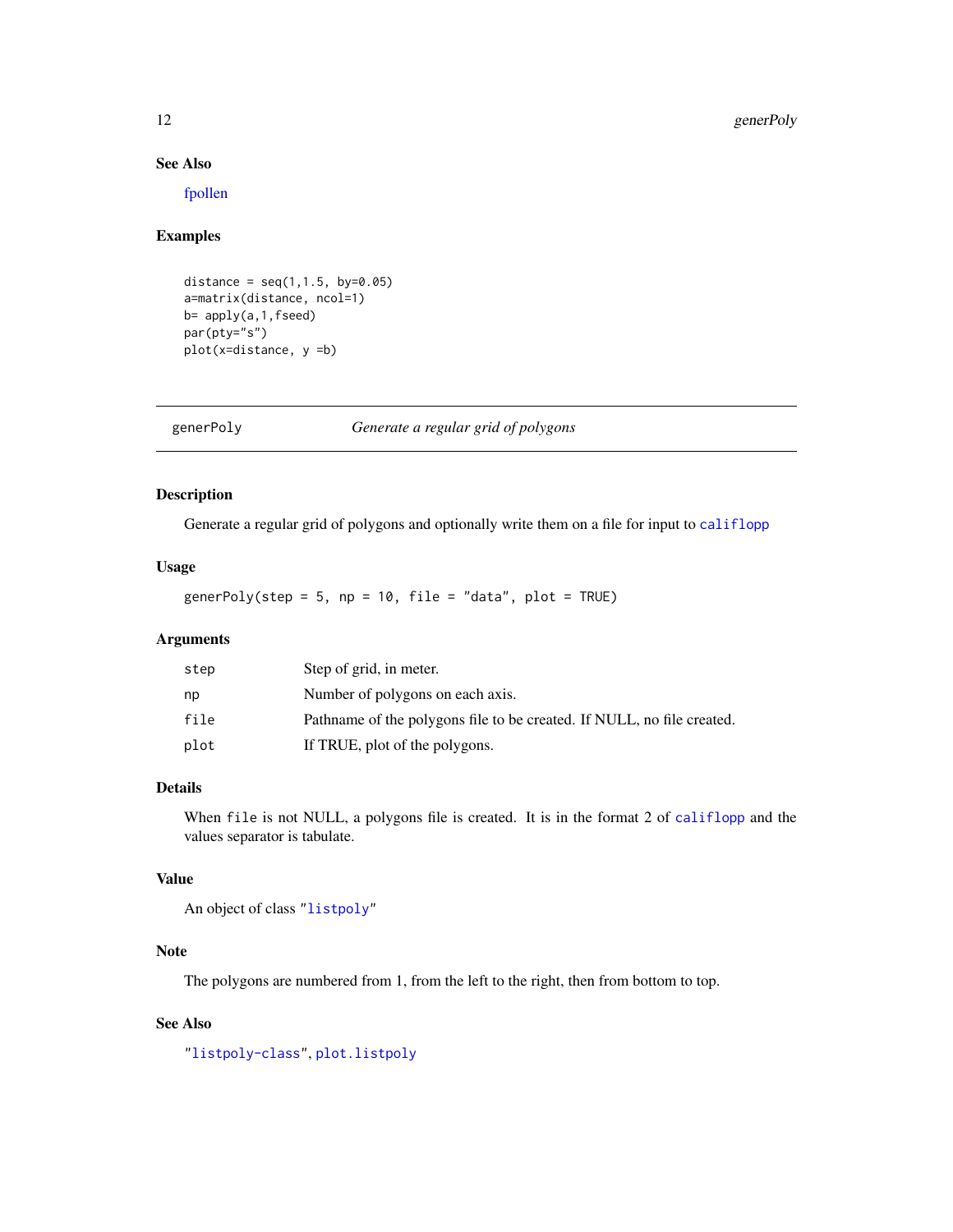## See Also

fpollen

## Examples

```
distance = seq(1,1.5, by=0.05)
a=matrix(distance, ncol=1)
b= apply(a,1,fseed)
par(pty="s")
plot(x=distance, y =b)
```

---

# generPoly — *Generate a regular grid of polygons*

---

## Description

Generate a regular grid of polygons and optionally write them on a file for input to `califlopp`

## Usage

```
generPoly(step = 5, np = 10, file = "data", plot = TRUE)
```

## Arguments

| | |
|---|---|
| `step` | Step of grid, in meter. |
| `np` | Number of polygons on each axis. |
| `file` | Pathname of the polygons file to be created. If NULL, no file created. |
| `plot` | If TRUE, plot of the polygons. |

## Details

When `file` is not NULL, a polygons file is created. It is in the format 2 of `califlopp` and the values separator is tabulate.

## Value

An object of class "`listpoly`"

## Note

The polygons are numbered from 1, from the left to the right, then from bottom to top.

## See Also

"`listpoly-class`", `plot.listpoly`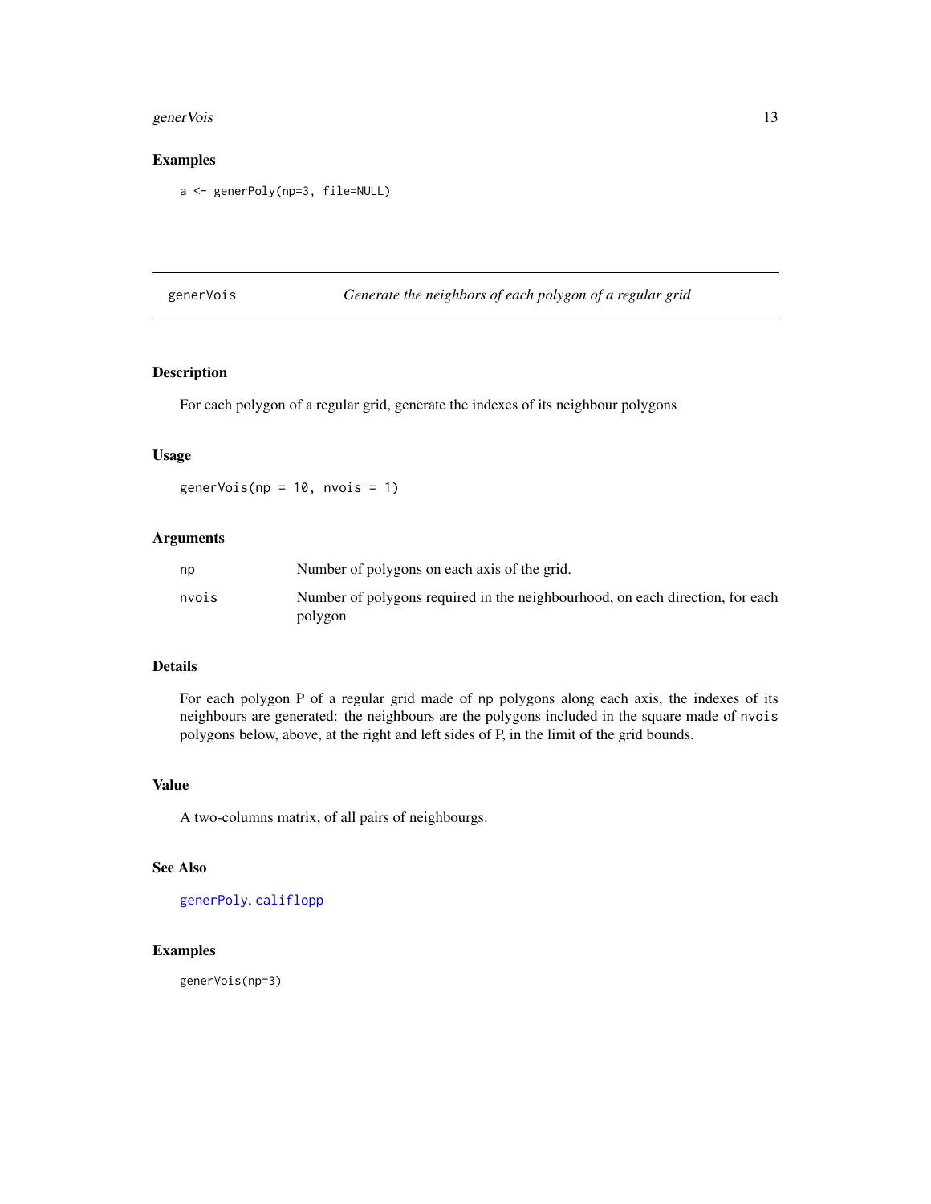## Examples

```
a <- generPoly(np=3, file=NULL)
```

---

## generVois — *Generate the neighbors of each polygon of a regular grid*

---

### Description

For each polygon of a regular grid, generate the indexes of its neighbour polygons

### Usage

```
generVois(np = 10, nvois = 1)
```

### Arguments

| | |
|---|---|
| `np` | Number of polygons on each axis of the grid. |
| `nvois` | Number of polygons required in the neighbourhood, on each direction, for each polygon |

### Details

For each polygon P of a regular grid made of `np` polygons along each axis, the indexes of its neighbours are generated: the neighbours are the polygons included in the square made of `nvois` polygons below, above, at the right and left sides of P, in the limit of the grid bounds.

### Value

A two-columns matrix, of all pairs of neighbourgs.

### See Also

`generPoly`, `califlopp`

### Examples

```
generVois(np=3)
```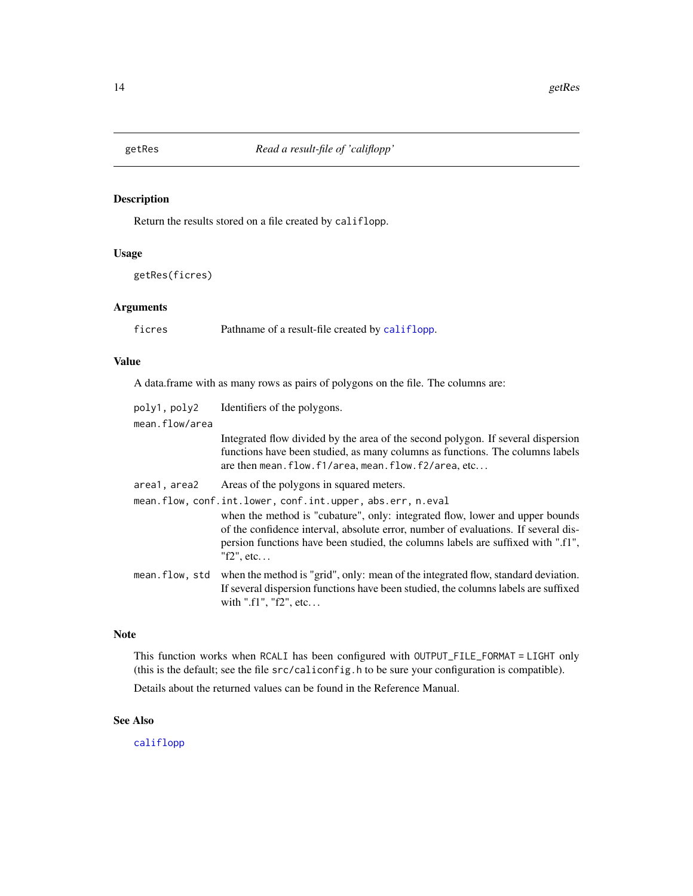## getRes — *Read a result-file of 'califlopp'*

### Description

Return the results stored on a file created by `califlopp`.

### Usage

```
getRes(ficres)
```

### Arguments

| | |
|---|---|
| `ficres` | Pathname of a result-file created by `califlopp`. |

### Value

A data.frame with as many rows as pairs of polygons on the file. The columns are:

- `poly1, poly2` — Identifiers of the polygons.
- `mean.flow/area` — Integrated flow divided by the area of the second polygon. If several dispersion functions have been studied, as many columns as functions. The columns labels are then `mean.flow.f1/area`, `mean.flow.f2/area`, etc...
- `area1, area2` — Areas of the polygons in squared meters.
- `mean.flow, conf.int.lower, conf.int.upper, abs.err, n.eval` — when the method is "cubature", only: integrated flow, lower and upper bounds of the confidence interval, absolute error, number of evaluations. If several dispersion functions have been studied, the columns labels are suffixed with ".f1", "f2", etc...
- `mean.flow, std` — when the method is "grid", only: mean of the integrated flow, standard deviation. If several dispersion functions have been studied, the columns labels are suffixed with ".f1", "f2", etc...

### Note

This function works when `RCALI` has been configured with `OUTPUT_FILE_FORMAT = LIGHT` only (this is the default; see the file `src/caliconfig.h` to be sure your configuration is compatible).

Details about the returned values can be found in the Reference Manual.

### See Also

`califlopp`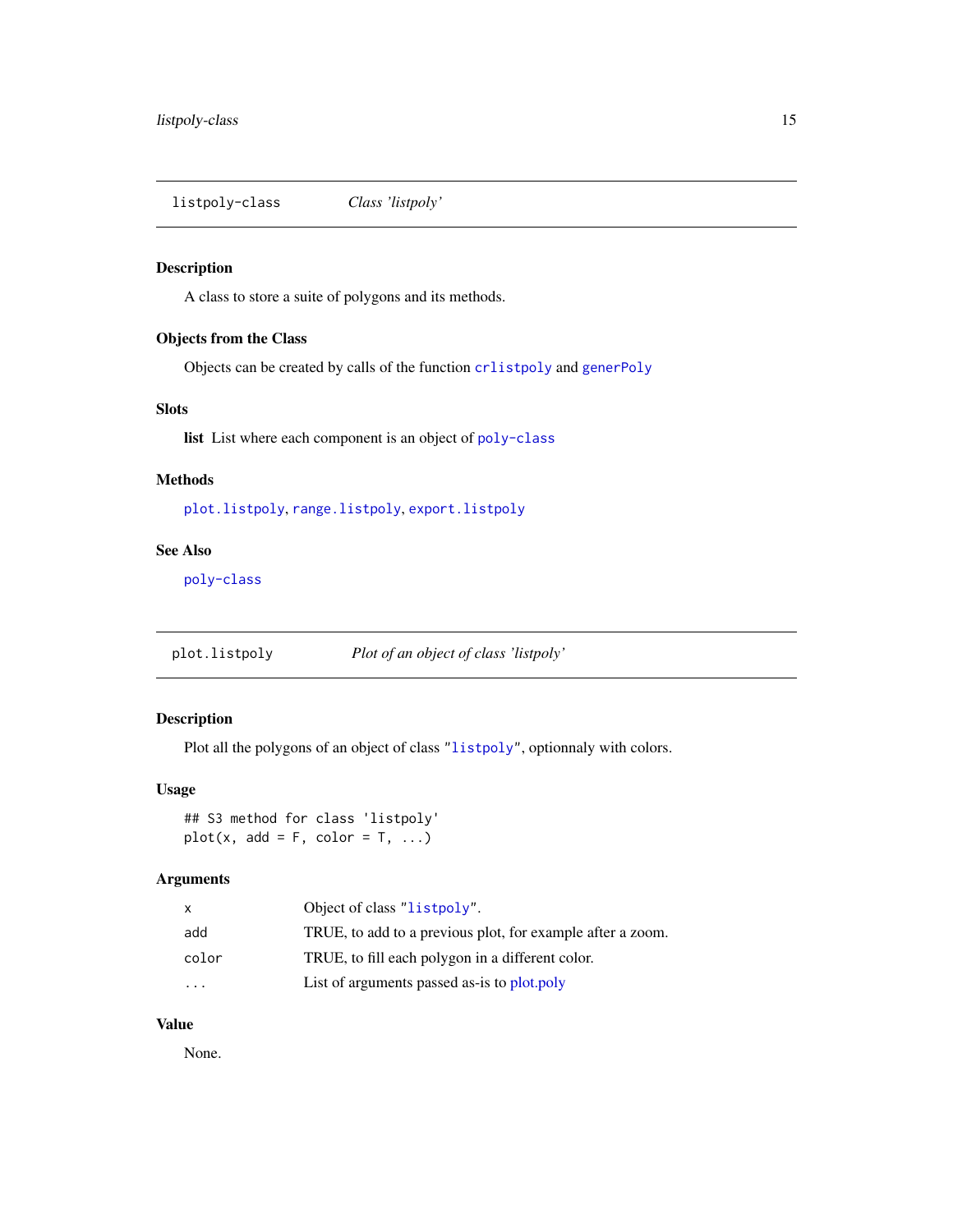## listpoly-class *Class 'listpoly'*

### Description

A class to store a suite of polygons and its methods.

### Objects from the Class

Objects can be created by calls of the function `crlistpoly` and `generPoly`

### Slots

**list** List where each component is an object of `poly-class`

### Methods

`plot.listpoly`, `range.listpoly`, `export.listpoly`

### See Also

`poly-class`

## plot.listpoly *Plot of an object of class 'listpoly'*

### Description

Plot all the polygons of an object of class "`listpoly`", optionnaly with colors.

### Usage

```
## S3 method for class 'listpoly'
plot(x, add = F, color = T, ...)
```

### Arguments

| | |
|---|---|
| x | Object of class "`listpoly`". |
| add | TRUE, to add to a previous plot, for example after a zoom. |
| color | TRUE, to fill each polygon in a different color. |
| ... | List of arguments passed as-is to plot.poly |

### Value

None.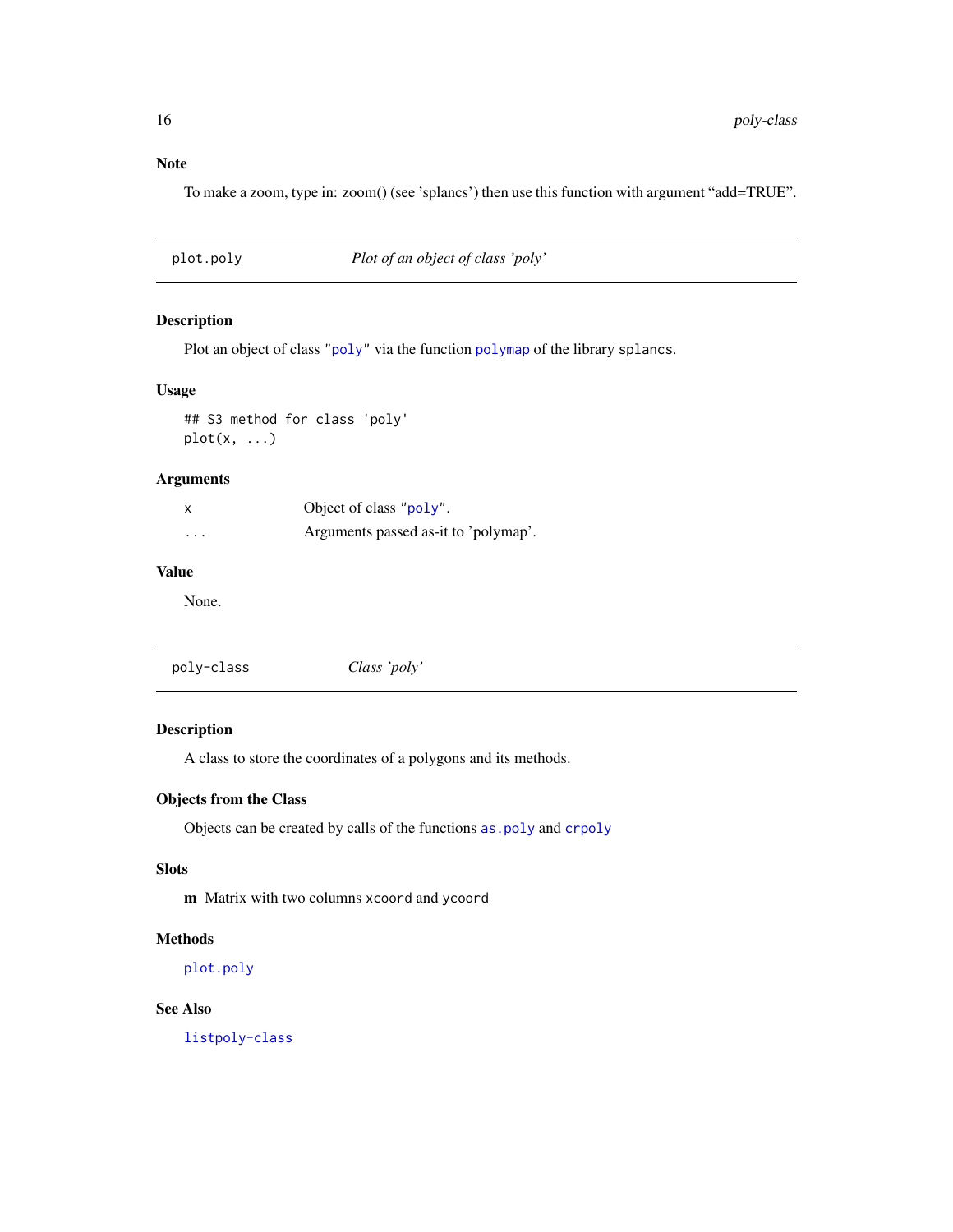### Note

To make a zoom, type in: zoom() (see 'splancs') then use this function with argument "add=TRUE".

## plot.poly — *Plot of an object of class 'poly'*

### Description

Plot an object of class "`poly`" via the function `polymap` of the library `splancs`.

### Usage

```
## S3 method for class 'poly'
plot(x, ...)
```

### Arguments

| | |
|---|---|
| `x` | Object of class "`poly`". |
| `...` | Arguments passed as-it to 'polymap'. |

### Value

None.

## poly-class — *Class 'poly'*

### Description

A class to store the coordinates of a polygons and its methods.

### Objects from the Class

Objects can be created by calls of the functions `as.poly` and `crpoly`

### Slots

**m** Matrix with two columns `xcoord` and `ycoord`

### Methods

`plot.poly`

### See Also

`listpoly-class`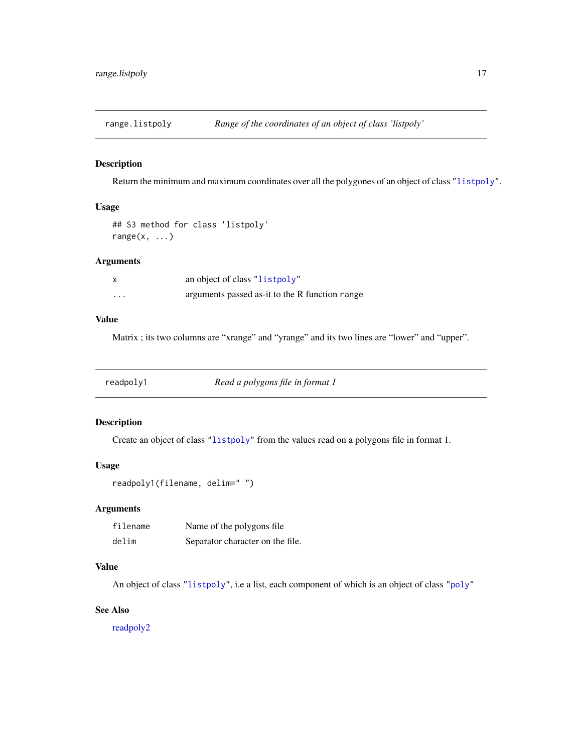## range.listpoly — *Range of the coordinates of an object of class 'listpoly'*

### Description

Return the minimum and maximum coordinates over all the polygones of an object of class "`listpoly`".

### Usage

```
## S3 method for class 'listpoly'
range(x, ...)
```

### Arguments

| | |
|---|---|
| `x` | an object of class "`listpoly`" |
| `...` | arguments passed as-it to the R function `range` |

### Value

Matrix ; its two columns are "xrange" and "yrange" and its two lines are "lower" and "upper".

## readpoly1 — *Read a polygons file in format 1*

### Description

Create an object of class "`listpoly`" from the values read on a polygons file in format 1.

### Usage

```
readpoly1(filename, delim=" ")
```

### Arguments

| | |
|---|---|
| `filename` | Name of the polygons file |
| `delim` | Separator character on the file. |

### Value

An object of class "`listpoly`", i.e a list, each component of which is an object of class "`poly`"

### See Also

readpoly2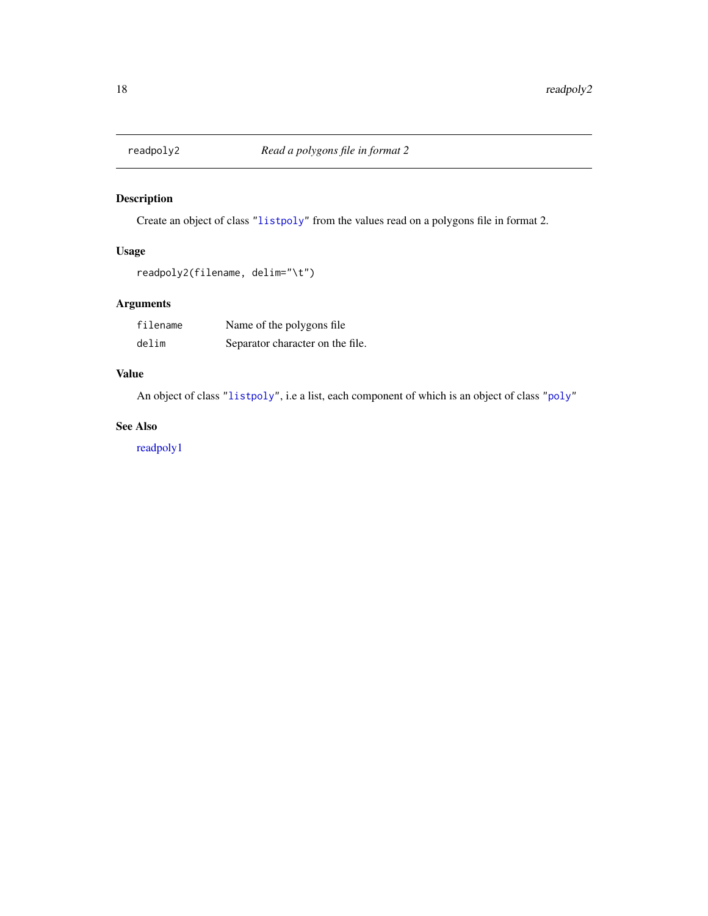readpoly2 *Read a polygons file in format 2*

## Description

Create an object of class "listpoly" from the values read on a polygons file in format 2.

## Usage

```
readpoly2(filename, delim="\t")
```

## Arguments

| | |
|---|---|
| filename | Name of the polygons file |
| delim | Separator character on the file. |

## Value

An object of class "listpoly", i.e a list, each component of which is an object of class "poly"

## See Also

readpoly1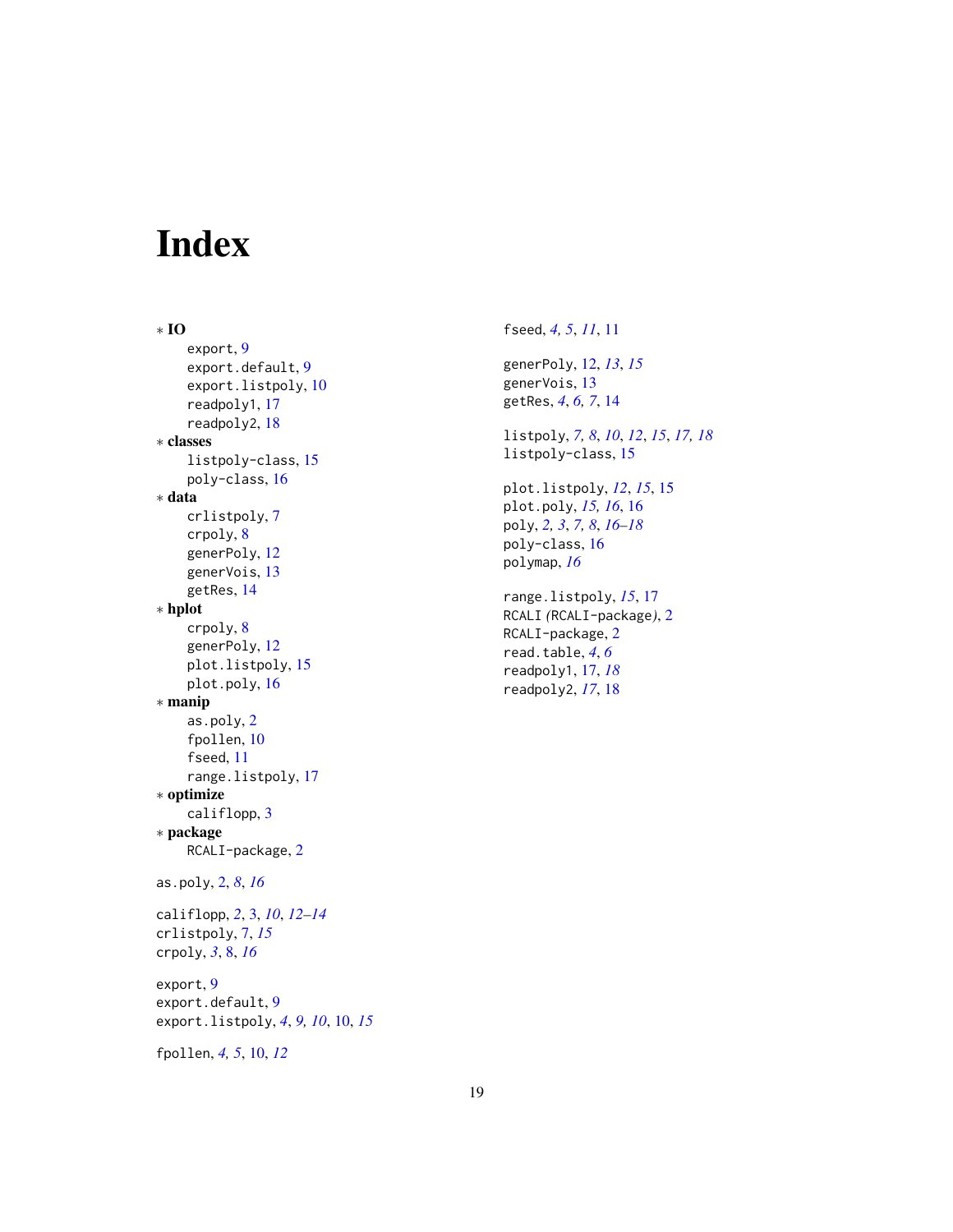# Index

∗ **IO**
- export, 9
- export.default, 9
- export.listpoly, 10
- readpoly1, 17
- readpoly2, 18

∗ **classes**
- listpoly-class, 15
- poly-class, 16

∗ **data**
- crlistpoly, 7
- crpoly, 8
- generPoly, 12
- generVois, 13
- getRes, 14

∗ **hplot**
- crpoly, 8
- generPoly, 12
- plot.listpoly, 15
- plot.poly, 16

∗ **manip**
- as.poly, 2
- fpollen, 10
- fseed, 11
- range.listpoly, 17

∗ **optimize**
- califlopp, 3

∗ **package**
- RCALI-package, 2

as.poly, 2, 8, *16*

califlopp, 2, 3, *10*, *12–14*
crlistpoly, 7, *15*
crpoly, *3*, 8, *16*

export, 9
export.default, 9
export.listpoly, *4*, *9*, *10*, 10, *15*

fpollen, *4*, *5*, 10, *12*

fseed, *4*, *5*, *11*, 11

generPoly, 12, *13*, *15*
generVois, 13
getRes, *4*, *6*, *7*, 14

listpoly, *7*, *8*, *10*, *12*, *15*, *17*, *18*
listpoly-class, 15

plot.listpoly, *12*, *15*, 15
plot.poly, *15*, *16*, 16
poly, *2*, *3*, *7*, *8*, *16–18*
poly-class, 16
polymap, *16*

range.listpoly, *15*, 17
RCALI *(RCALI-package)*, 2
RCALI-package, 2
read.table, *4*, *6*
readpoly1, 17, *18*
readpoly2, *17*, 18